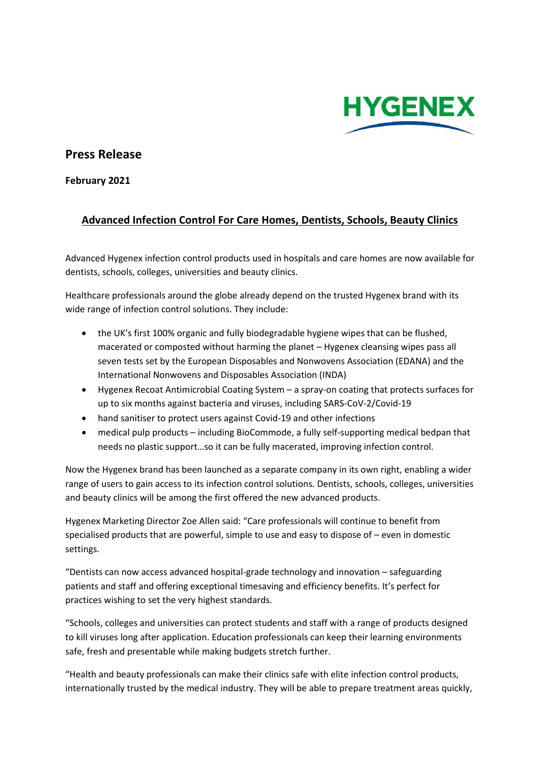HYGENEX

## Press Release

**February 2021**

### Advanced Infection Control For Care Homes, Dentists, Schools, Beauty Clinics

Advanced Hygenex infection control products used in hospitals and care homes are now available for dentists, schools, colleges, universities and beauty clinics.

Healthcare professionals around the globe already depend on the trusted Hygenex brand with its wide range of infection control solutions. They include:

- the UK's first 100% organic and fully biodegradable hygiene wipes that can be flushed, macerated or composted without harming the planet – Hygenex cleansing wipes pass all seven tests set by the European Disposables and Nonwovens Association (EDANA) and the International Nonwovens and Disposables Association (INDA)
- Hygenex Recoat Antimicrobial Coating System – a spray-on coating that protects surfaces for up to six months against bacteria and viruses, including SARS-CoV-2/Covid-19
- hand sanitiser to protect users against Covid-19 and other infections
- medical pulp products – including BioCommode, a fully self-supporting medical bedpan that needs no plastic support…so it can be fully macerated, improving infection control.

Now the Hygenex brand has been launched as a separate company in its own right, enabling a wider range of users to gain access to its infection control solutions. Dentists, schools, colleges, universities and beauty clinics will be among the first offered the new advanced products.

Hygenex Marketing Director Zoe Allen said: "Care professionals will continue to benefit from specialised products that are powerful, simple to use and easy to dispose of – even in domestic settings.

"Dentists can now access advanced hospital-grade technology and innovation – safeguarding patients and staff and offering exceptional timesaving and efficiency benefits. It's perfect for practices wishing to set the very highest standards.

"Schools, colleges and universities can protect students and staff with a range of products designed to kill viruses long after application. Education professionals can keep their learning environments safe, fresh and presentable while making budgets stretch further.

"Health and beauty professionals can make their clinics safe with elite infection control products, internationally trusted by the medical industry. They will be able to prepare treatment areas quickly,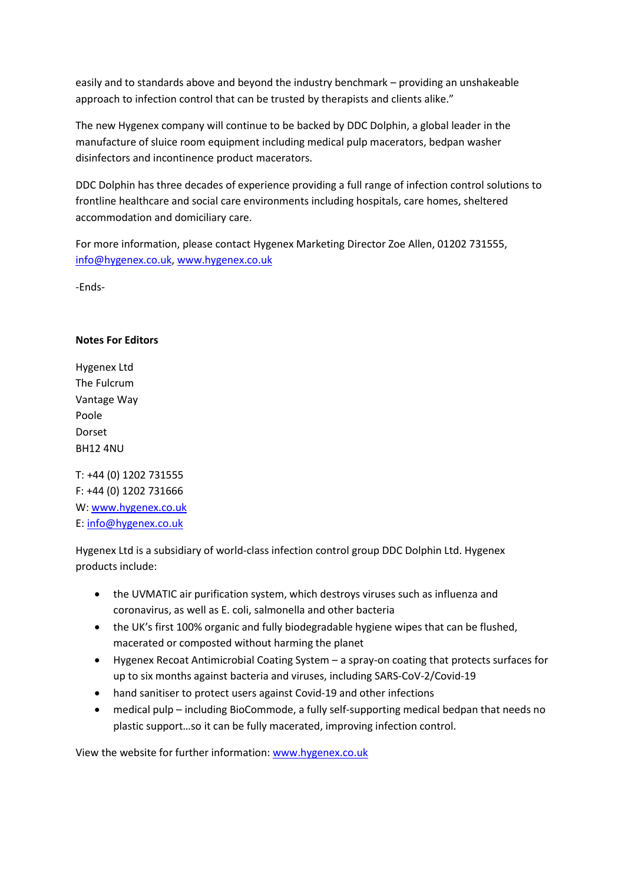easily and to standards above and beyond the industry benchmark – providing an unshakeable approach to infection control that can be trusted by therapists and clients alike."

The new Hygenex company will continue to be backed by DDC Dolphin, a global leader in the manufacture of sluice room equipment including medical pulp macerators, bedpan washer disinfectors and incontinence product macerators.

DDC Dolphin has three decades of experience providing a full range of infection control solutions to frontline healthcare and social care environments including hospitals, care homes, sheltered accommodation and domiciliary care.

For more information, please contact Hygenex Marketing Director Zoe Allen, 01202 731555, info@hygenex.co.uk, www.hygenex.co.uk

-Ends-

**Notes For Editors**

Hygenex Ltd
The Fulcrum
Vantage Way
Poole
Dorset
BH12 4NU

T: +44 (0) 1202 731555
F: +44 (0) 1202 731666
W: www.hygenex.co.uk
E: info@hygenex.co.uk

Hygenex Ltd is a subsidiary of world-class infection control group DDC Dolphin Ltd. Hygenex products include:

- the UVMATIC air purification system, which destroys viruses such as influenza and coronavirus, as well as E. coli, salmonella and other bacteria
- the UK's first 100% organic and fully biodegradable hygiene wipes that can be flushed, macerated or composted without harming the planet
- Hygenex Recoat Antimicrobial Coating System – a spray-on coating that protects surfaces for up to six months against bacteria and viruses, including SARS-CoV-2/Covid-19
- hand sanitiser to protect users against Covid-19 and other infections
- medical pulp – including BioCommode, a fully self-supporting medical bedpan that needs no plastic support…so it can be fully macerated, improving infection control.

View the website for further information: www.hygenex.co.uk